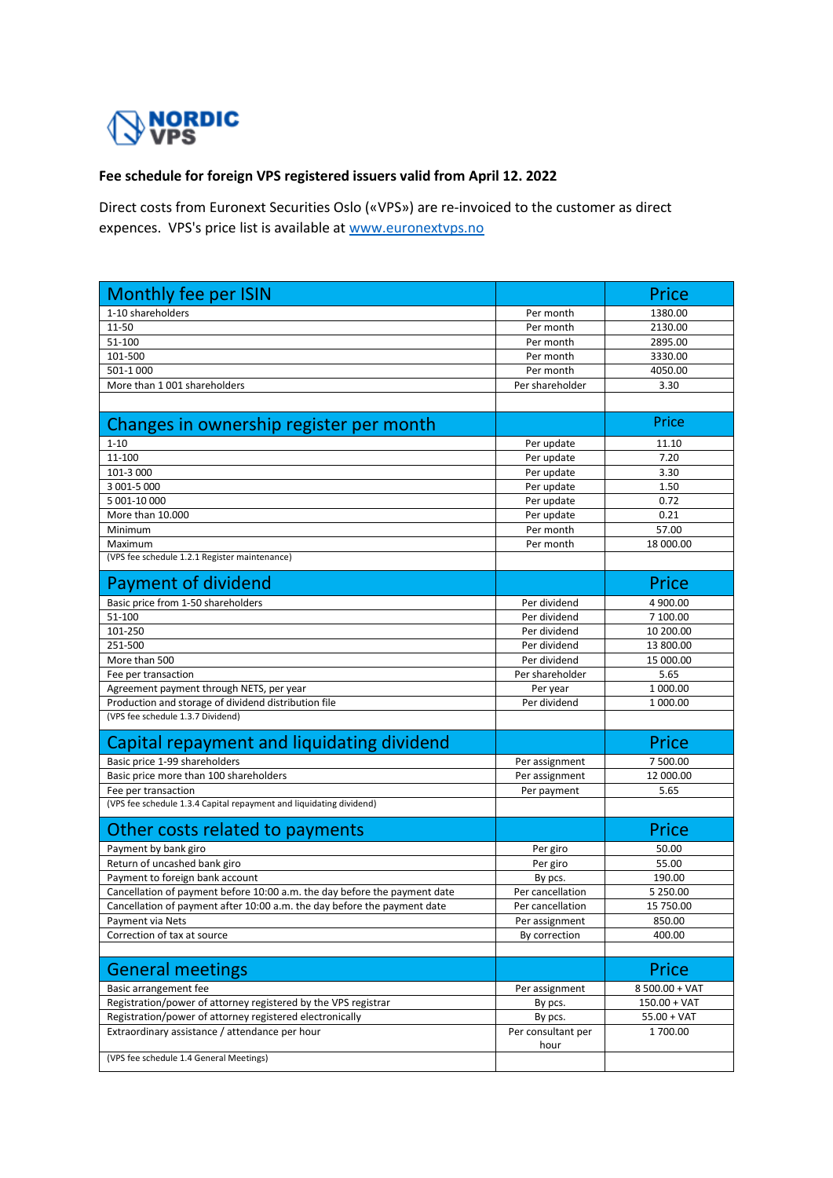NORDIC VPS

**Fee schedule for foreign VPS registered issuers valid from April 12. 2022**

Direct costs from Euronext Securities Oslo («VPS») are re-invoiced to the customer as direct expences. VPS's price list is available at www.euronextvps.no

| Monthly fee per ISIN | | Price |
|---|---|---|
| 1-10 shareholders | Per month | 1380.00 |
| 11-50 | Per month | 2130.00 |
| 51-100 | Per month | 2895.00 |
| 101-500 | Per month | 3330.00 |
| 501-1 000 | Per month | 4050.00 |
| More than 1 001 shareholders | Per shareholder | 3.30 |
| | | |
| **Changes in ownership register per month** | | **Price** |
| 1-10 | Per update | 11.10 |
| 11-100 | Per update | 7.20 |
| 101-3 000 | Per update | 3.30 |
| 3 001-5 000 | Per update | 1.50 |
| 5 001-10 000 | Per update | 0.72 |
| More than 10.000 | Per update | 0.21 |
| Minimum | Per month | 57.00 |
| Maximum | Per month | 18 000.00 |
| (VPS fee schedule 1.2.1 Register maintenance) | | |
| **Payment of dividend** | | **Price** |
| Basic price from 1-50 shareholders | Per dividend | 4 900.00 |
| 51-100 | Per dividend | 7 100.00 |
| 101-250 | Per dividend | 10 200.00 |
| 251-500 | Per dividend | 13 800.00 |
| More than 500 | Per dividend | 15 000.00 |
| Fee per transaction | Per shareholder | 5.65 |
| Agreement payment through NETS, per year | Per year | 1 000.00 |
| Production and storage of dividend distribution file | Per dividend | 1 000.00 |
| (VPS fee schedule 1.3.7 Dividend) | | |
| **Capital repayment and liquidating dividend** | | **Price** |
| Basic price 1-99 shareholders | Per assignment | 7 500.00 |
| Basic price more than 100 shareholders | Per assignment | 12 000.00 |
| Fee per transaction | Per payment | 5.65 |
| (VPS fee schedule 1.3.4 Capital repayment and liquidating dividend) | | |
| **Other costs related to payments** | | **Price** |
| Payment by bank giro | Per giro | 50.00 |
| Return of uncashed bank giro | Per giro | 55.00 |
| Payment to foreign bank account | By pcs. | 190.00 |
| Cancellation of payment before 10:00 a.m. the day before the payment date | Per cancellation | 5 250.00 |
| Cancellation of payment after 10:00 a.m. the day before the payment date | Per cancellation | 15 750.00 |
| Payment via Nets | Per assignment | 850.00 |
| Correction of tax at source | By correction | 400.00 |
| | | |
| **General meetings** | | **Price** |
| Basic arrangement fee | Per assignment | 8 500.00 + VAT |
| Registration/power of attorney registered by the VPS registrar | By pcs. | 150.00 + VAT |
| Registration/power of attorney registered electronically | By pcs. | 55.00 + VAT |
| Extraordinary assistance / attendance per hour | Per consultant per hour | 1 700.00 |
| (VPS fee schedule 1.4 General Meetings) | | |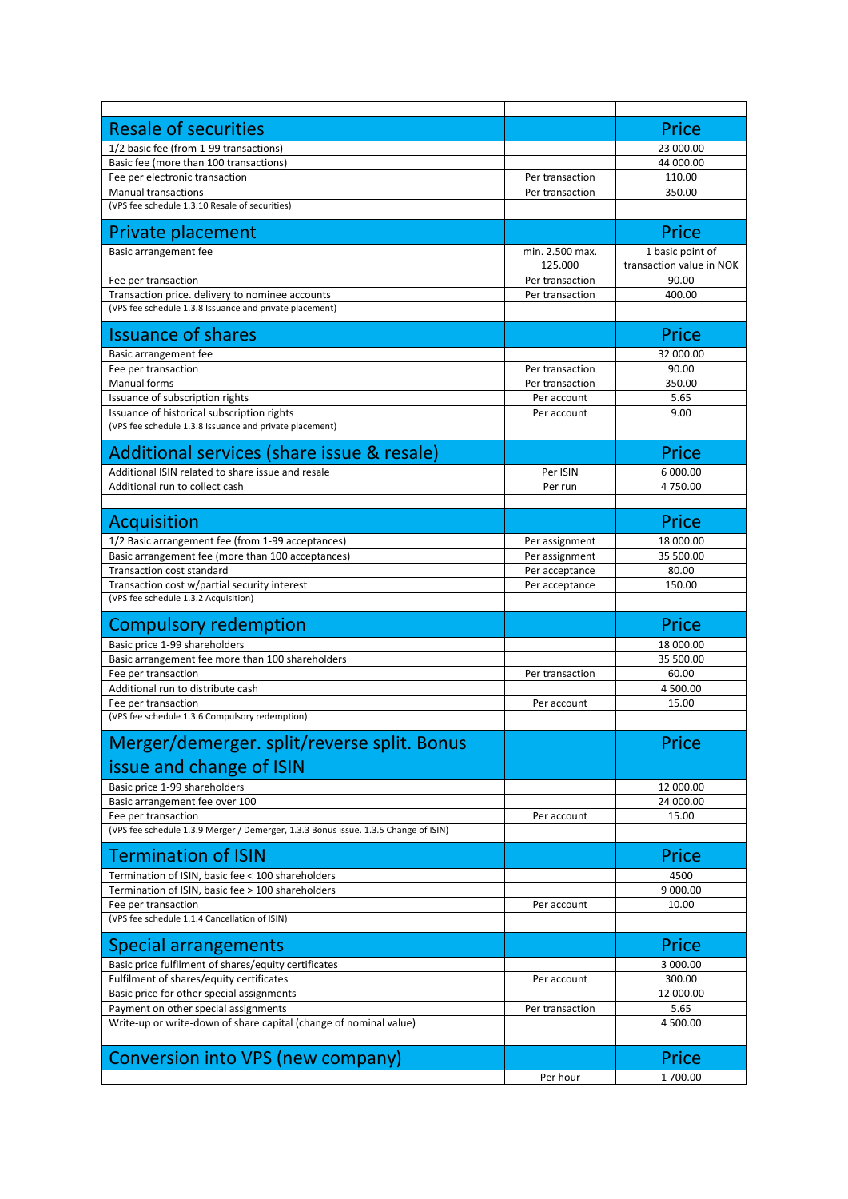| | | |
|---|---|---|
| **Resale of securities** | | **Price** |
| 1/2 basic fee (from 1-99 transactions) | | 23 000.00 |
| Basic fee (more than 100 transactions) | | 44 000.00 |
| Fee per electronic transaction | Per transaction | 110.00 |
| Manual transactions | Per transaction | 350.00 |
| (VPS fee schedule 1.3.10 Resale of securities) | | |
| **Private placement** | | **Price** |
| Basic arrangement fee | min. 2.500 max. 125.000 | 1 basic point of transaction value in NOK |
| Fee per transaction | Per transaction | 90.00 |
| Transaction price. delivery to nominee accounts | Per transaction | 400.00 |
| (VPS fee schedule 1.3.8 Issuance and private placement) | | |
| **Issuance of shares** | | **Price** |
| Basic arrangement fee | | 32 000.00 |
| Fee per transaction | Per transaction | 90.00 |
| Manual forms | Per transaction | 350.00 |
| Issuance of subscription rights | Per account | 5.65 |
| Issuance of historical subscription rights | Per account | 9.00 |
| (VPS fee schedule 1.3.8 Issuance and private placement) | | |
| **Additional services (share issue & resale)** | | **Price** |
| Additional ISIN related to share issue and resale | Per ISIN | 6 000.00 |
| Additional run to collect cash | Per run | 4 750.00 |
| | | |
| **Acquisition** | | **Price** |
| 1/2 Basic arrangement fee (from 1-99 acceptances) | Per assignment | 18 000.00 |
| Basic arrangement fee (more than 100 acceptances) | Per assignment | 35 500.00 |
| Transaction cost standard | Per acceptance | 80.00 |
| Transaction cost w/partial security interest | Per acceptance | 150.00 |
| (VPS fee schedule 1.3.2 Acquisition) | | |
| **Compulsory redemption** | | **Price** |
| Basic price 1-99 shareholders | | 18 000.00 |
| Basic arrangement fee more than 100 shareholders | | 35 500.00 |
| Fee per transaction | Per transaction | 60.00 |
| Additional run to distribute cash | | 4 500.00 |
| Fee per transaction | Per account | 15.00 |
| (VPS fee schedule 1.3.6 Compulsory redemption) | | |
| **Merger/demerger. split/reverse split. Bonus issue and change of ISIN** | | **Price** |
| Basic price 1-99 shareholders | | 12 000.00 |
| Basic arrangement fee over 100 | | 24 000.00 |
| Fee per transaction | Per account | 15.00 |
| (VPS fee schedule 1.3.9 Merger / Demerger, 1.3.3 Bonus issue. 1.3.5 Change of ISIN) | | |
| **Termination of ISIN** | | **Price** |
| Termination of ISIN, basic fee < 100 shareholders | | 4500 |
| Termination of ISIN, basic fee > 100 shareholders | | 9 000.00 |
| Fee per transaction | Per account | 10.00 |
| (VPS fee schedule 1.1.4 Cancellation of ISIN) | | |
| **Special arrangements** | | **Price** |
| Basic price fulfilment of shares/equity certificates | | 3 000.00 |
| Fulfilment of shares/equity certificates | Per account | 300.00 |
| Basic price for other special assignments | | 12 000.00 |
| Payment on other special assignments | Per transaction | 5.65 |
| Write-up or write-down of share capital (change of nominal value) | | 4 500.00 |
| | | |
| **Conversion into VPS (new company)** | | **Price** |
| | Per hour | 1 700.00 |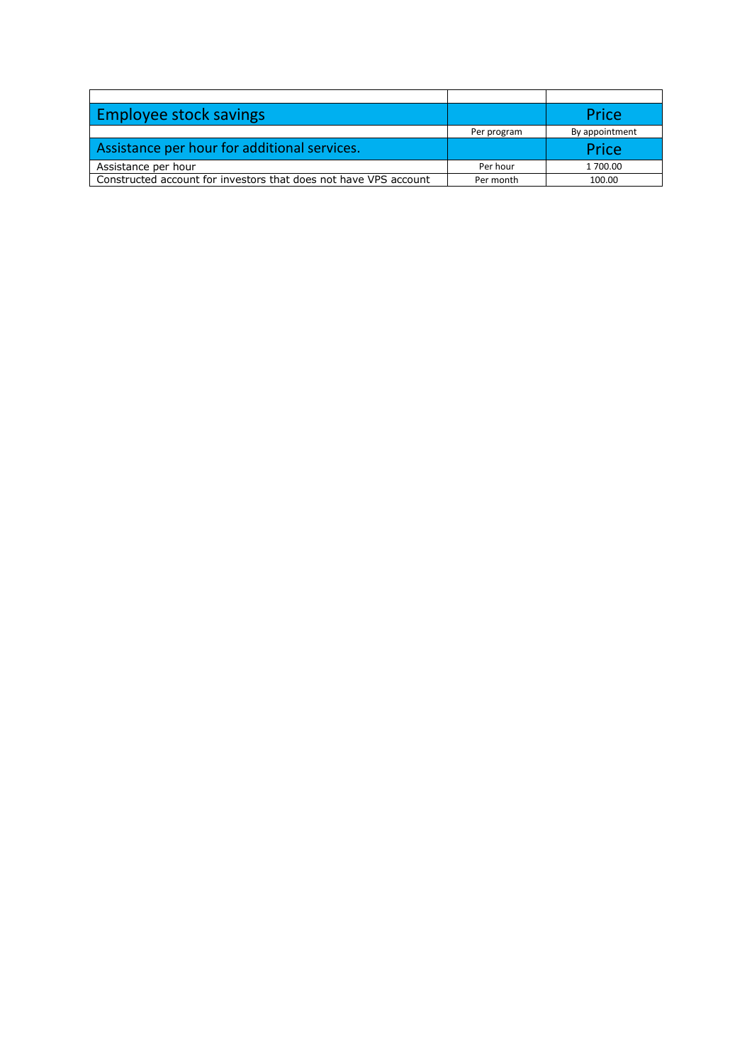| | | |
|---|---|---|
| **Employee stock savings** | | **Price** |
| | Per program | By appointment |
| **Assistance per hour for additional services.** | | **Price** |
| Assistance per hour | Per hour | 1 700.00 |
| Constructed account for investors that does not have VPS account | Per month | 100.00 |